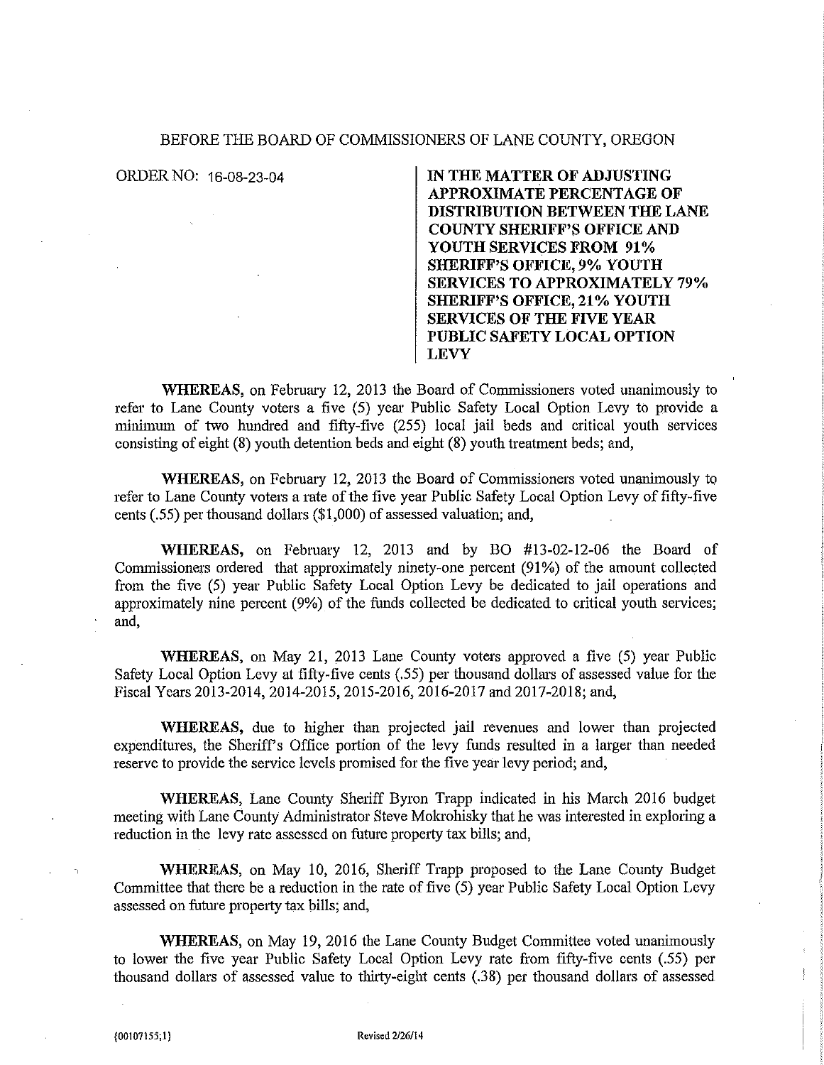BEFORE THE BOARD OF COMMISSIONERS OF LANE COUNTY, OREGON

ORDER NO: 16-08-23-04

**IN THE MATTER OF ADJUSTING APPROXIMATE PERCENTAGE OF DISTRIBUTION BETWEEN THE LANE COUNTY SHERIFF'S OFFICE AND YOUTH SERVICES FROM 91% SHERIFF'S OFFICE, 9% YOUTH SERVICES TO APPROXIMATELY 79% SHERIFF'S OFFICE, 21% YOUTH SERVICES OF THE FIVE YEAR PUBLIC SAFETY LOCAL OPTION LEVY**

**WHEREAS,** on February 12, 2013 the Board of Commissioners voted unanimously to refer to Lane County voters a five (5) year Public Safety Local Option Levy to provide a minimum of two hundred and fifty-five (255) local jail beds and critical youth services consisting of eight (8) youth detention beds and eight (8) youth treatment beds; and,

**WHEREAS,** on February 12, 2013 the Board of Commissioners voted unanimously to refer to Lane County voters a rate of the five year Public Safety Local Option Levy of fifty-five cents (.55) per thousand dollars ($1,000) of assessed valuation; and,

**WHEREAS,** on February 12, 2013 and by BO #13-02-12-06 the Board of Commissioners ordered that approximately ninety-one percent (91%) of the amount collected from the five (5) year Public Safety Local Option Levy be dedicated to jail operations and approximately nine percent (9%) of the funds collected be dedicated to critical youth services; and,

**WHEREAS,** on May 21, 2013 Lane County voters approved a five (5) year Public Safety Local Option Levy at fifty-five cents (.55) per thousand dollars of assessed value for the Fiscal Years 2013-2014, 2014-2015, 2015-2016, 2016-2017 and 2017-2018; and,

**WHEREAS,** due to higher than projected jail revenues and lower than projected expenditures, the Sheriff's Office portion of the levy funds resulted in a larger than needed reserve to provide the service levels promised for the five year levy period; and,

**WHEREAS,** Lane County Sheriff Byron Trapp indicated in his March 2016 budget meeting with Lane County Administrator Steve Mokrohisky that he was interested in exploring a reduction in the levy rate assessed on future property tax bills; and,

**WHEREAS,** on May 10, 2016, Sheriff Trapp proposed to the Lane County Budget Committee that there be a reduction in the rate of five (5) year Public Safety Local Option Levy assessed on future property tax bills; and,

**WHEREAS,** on May 19, 2016 the Lane County Budget Committee voted unanimously to lower the five year Public Safety Local Option Levy rate from fifty-five cents (.55) per thousand dollars of assessed value to thirty-eight cents (.38) per thousand dollars of assessed

{00107155;1} Revised 2/26/14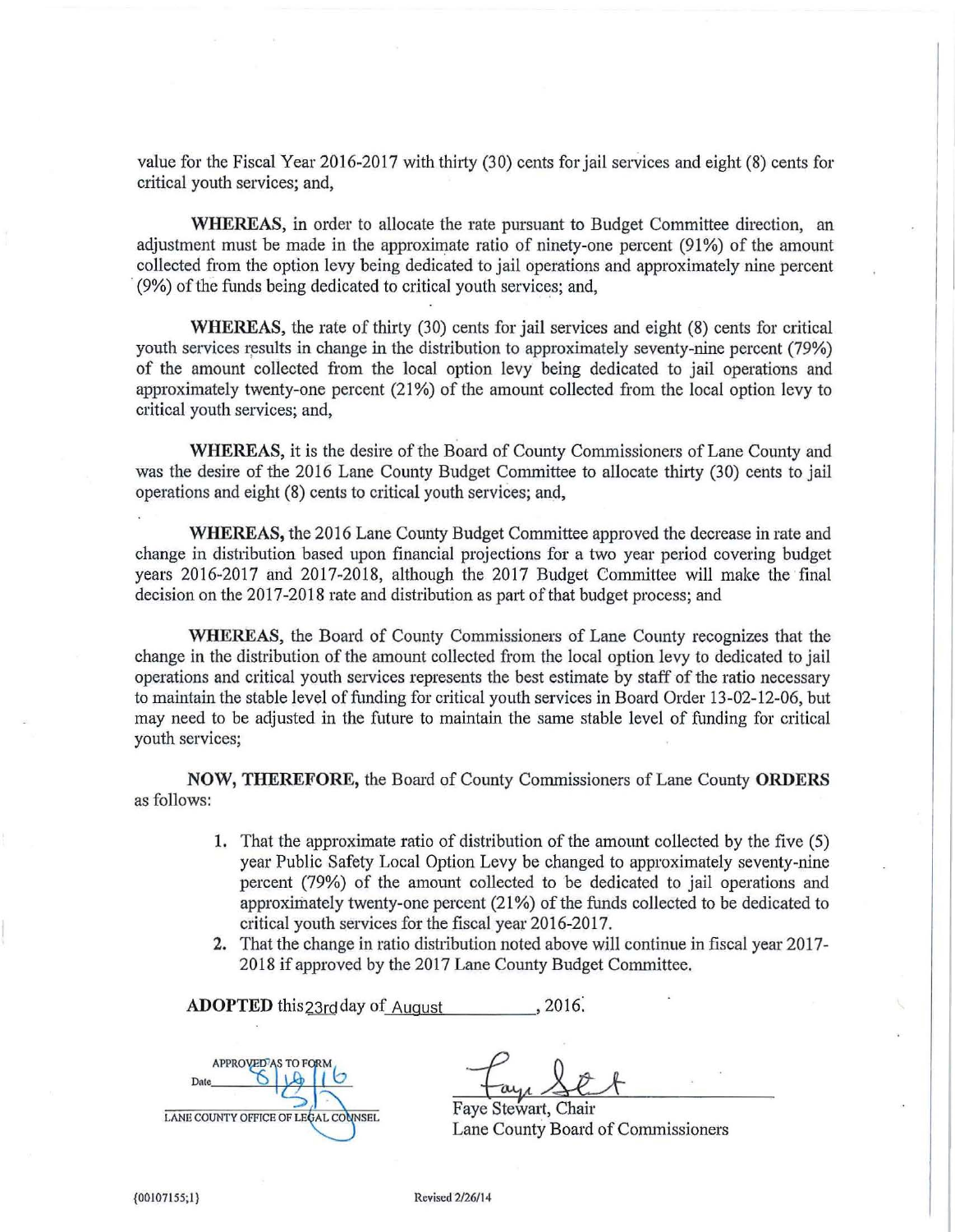value for the Fiscal Year 2016-2017 with thirty (30) cents for jail services and eight (8) cents for critical youth services; and,

**WHEREAS,** in order to allocate the rate pursuant to Budget Committee direction, an adjustment must be made in the approximate ratio of ninety-one percent (91%) of the amount collected from the option levy being dedicated to jail operations and approximately nine percent (9%) of the funds being dedicated to critical youth services; and,

**WHEREAS,** the rate of thirty (30) cents for jail services and eight (8) cents for critical youth services results in change in the distribution to approximately seventy-nine percent (79%) of the amount collected from the local option levy being dedicated to jail operations and approximately twenty-one percent (21%) of the amount collected from the local option levy to critical youth services; and,

**WHEREAS,** it is the desire of the Board of County Commissioners of Lane County and was the desire of the 2016 Lane County Budget Committee to allocate thirty (30) cents to jail operations and eight (8) cents to critical youth services; and,

**WHEREAS,** the 2016 Lane County Budget Committee approved the decrease in rate and change in distribution based upon financial projections for a two year period covering budget years 2016-2017 and 2017-2018, although the 2017 Budget Committee will make the final decision on the 2017-2018 rate and distribution as part of that budget process; and

**WHEREAS,** the Board of County Commissioners of Lane County recognizes that the change in the distribution of the amount collected from the local option levy to dedicated to jail operations and critical youth services represents the best estimate by staff of the ratio necessary to maintain the stable level of funding for critical youth services in Board Order 13-02-12-06, but may need to be adjusted in the future to maintain the same stable level of funding for critical youth services;

**NOW, THEREFORE,** the Board of County Commissioners of Lane County **ORDERS** as follows:

1. That the approximate ratio of distribution of the amount collected by the five (5) year Public Safety Local Option Levy be changed to approximately seventy-nine percent (79%) of the amount collected to be dedicated to jail operations and approximately twenty-one percent (21%) of the funds collected to be dedicated to critical youth services for the fiscal year 2016-2017.
2. That the change in ratio distribution noted above will continue in fiscal year 2017-2018 if approved by the 2017 Lane County Budget Committee.

**ADOPTED** this 23rd day of August, 2016.

APPROVED AS TO FORM
Date 8/19/16
LANE COUNTY OFFICE OF LEGAL COUNSEL

Faye Stewart, Chair
Lane County Board of Commissioners

{00107155;1}

Revised 2/26/14